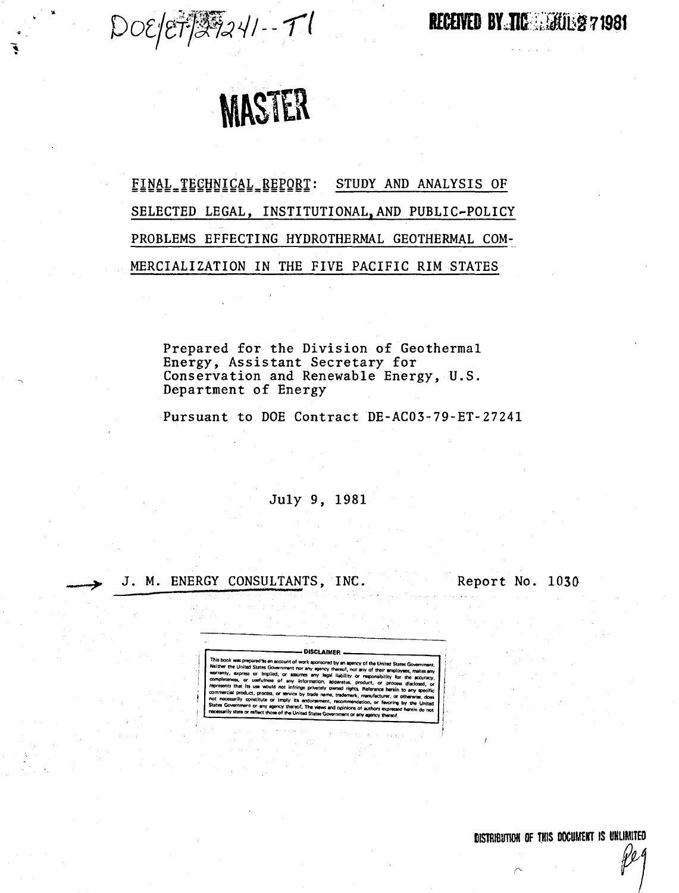DOE/ET/27241--T1

RECEIVED BY TIC JUL 27 1981

# MASTER

**FINAL TECHNICAL REPORT:** STUDY AND ANALYSIS OF SELECTED LEGAL, INSTITUTIONAL, AND PUBLIC-POLICY PROBLEMS EFFECTING HYDROTHERMAL GEOTHERMAL COMMERCIALIZATION IN THE FIVE PACIFIC RIM STATES

Prepared for the Division of Geothermal Energy, Assistant Secretary for Conservation and Renewable Energy, U.S. Department of Energy

Pursuant to DOE Contract DE-AC03-79-ET-27241

July 9, 1981

J. M. ENERGY CONSULTANTS, INC.

Report No. 1030

DISCLAIMER

This book was prepared as an account of work sponsored by an agency of the United States Government. Neither the United States Government nor any agency thereof, nor any of their employees, makes any warranty, express or implied, or assumes any legal liability or responsibility for the accuracy, completeness, or usefulness of any information, apparatus, product, or process disclosed, or represents that its use would not infringe privately owned rights. Reference herein to any specific commercial product, process, or service by trade name, trademark, manufacturer, or otherwise, does not necessarily constitute or imply its endorsement, recommendation, or favoring by the United States Government or any agency thereof. The views and opinions of authors expressed herein do not necessarily state or reflect those of the United States Government or any agency thereof.

DISTRIBUTION OF THIS DOCUMENT IS UNLIMITED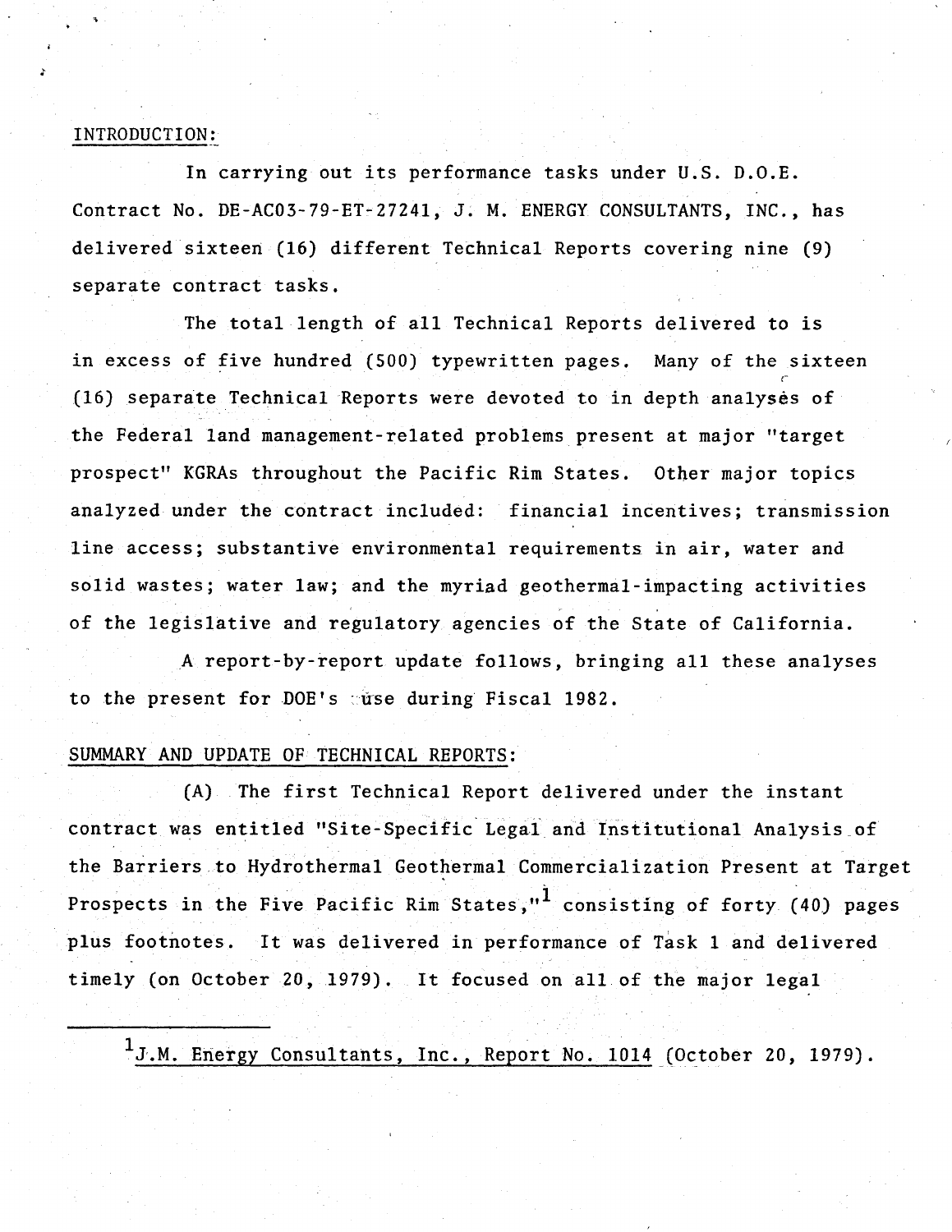INTRODUCTION:

In carrying out its performance tasks under U.S. D.O.E. Contract No. DE-AC03-79-ET-27241, J. M. ENERGY CONSULTANTS, INC., has delivered sixteen (16) different Technical Reports covering nine (9) separate contract tasks.

The total length of all Technical Reports delivered to is in excess of five hundred (500) typewritten pages. Many of the sixteen (16) separate Technical Reports were devoted to in depth analyses of the Federal land management-related problems present at major "target prospect" KGRAs throughout the Pacific Rim States. Other major topics analyzed under the contract included: financial incentives; transmission line access; substantive environmental requirements in air, water and solid wastes; water law; and the myriad geothermal-impacting activities of the legislative and regulatory agencies of the State of California.

A report-by-report update follows, bringing all these analyses to the present for DOE's use during Fiscal 1982.

SUMMARY AND UPDATE OF TECHNICAL REPORTS:

(A) The first Technical Report delivered under the instant contract was entitled "Site-Specific Legal and Institutional Analysis of the Barriers to Hydrothermal Geothermal Commercialization Present at Target Prospects in the Five Pacific Rim States,"[1] consisting of forty (40) pages plus footnotes. It was delivered in performance of Task 1 and delivered timely (on October 20, 1979). It focused on all of the major legal

[1] J.M. Energy Consultants, Inc., Report No. 1014 (October 20, 1979).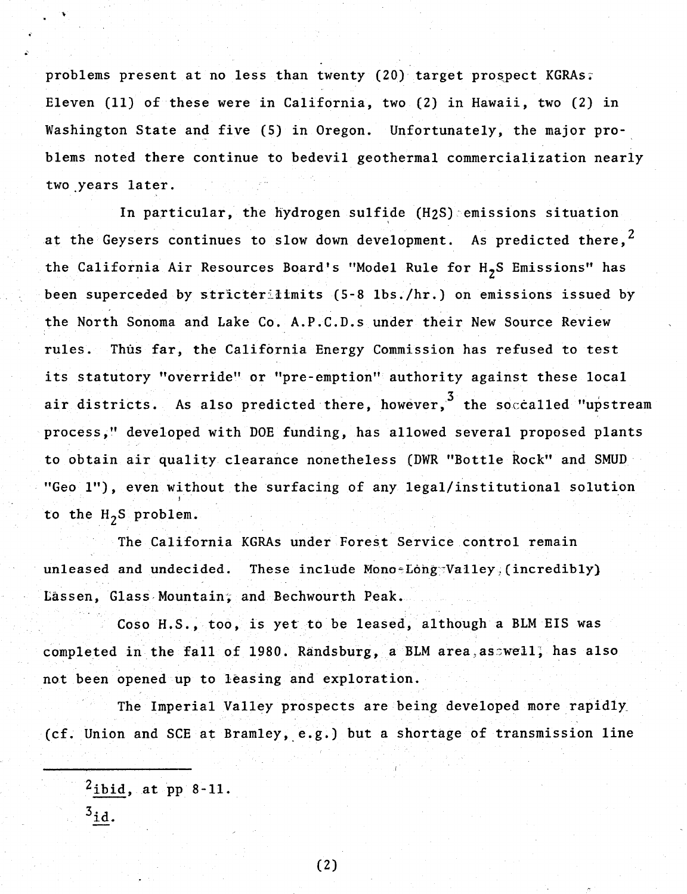problems present at no less than twenty (20) target prospect KGRAs. Eleven (11) of these were in California, two (2) in Hawaii, two (2) in Washington State and five (5) in Oregon. Unfortunately, the major problems noted there continue to bedevil geothermal commercialization nearly two years later.

In particular, the hydrogen sulfide ($H_2S$) emissions situation at the Geysers continues to slow down development. As predicted there,[2] the California Air Resources Board's "Model Rule for $H_2S$ Emissions" has been superceded by stricter limits (5-8 lbs./hr.) on emissions issued by the North Sonoma and Lake Co. A.P.C.D.s under their New Source Review rules. Thus far, the California Energy Commission has refused to test its statutory "override" or "pre-emption" authority against these local air districts. As also predicted there, however,[3] the so-called "upstream process," developed with DOE funding, has allowed several proposed plants to obtain air quality clearance nonetheless (DWR "Bottle Rock" and SMUD "Geo 1"), even without the surfacing of any legal/institutional solution to the $H_2S$ problem.

The California KGRAs under Forest Service control remain unleased and undecided. These include Mono-Long Valley, (incredibly) Lassen, Glass Mountain, and Bechwourth Peak.

Coso H.S., too, is yet to be leased, although a BLM EIS was completed in the fall of 1980. Randsburg, a BLM area, as well, has also not been opened up to leasing and exploration.

The Imperial Valley prospects are being developed more rapidly (cf. Union and SCE at Bramley, e.g.) but a shortage of transmission line

---

[2] ibid, at pp 8-11.

[3] id.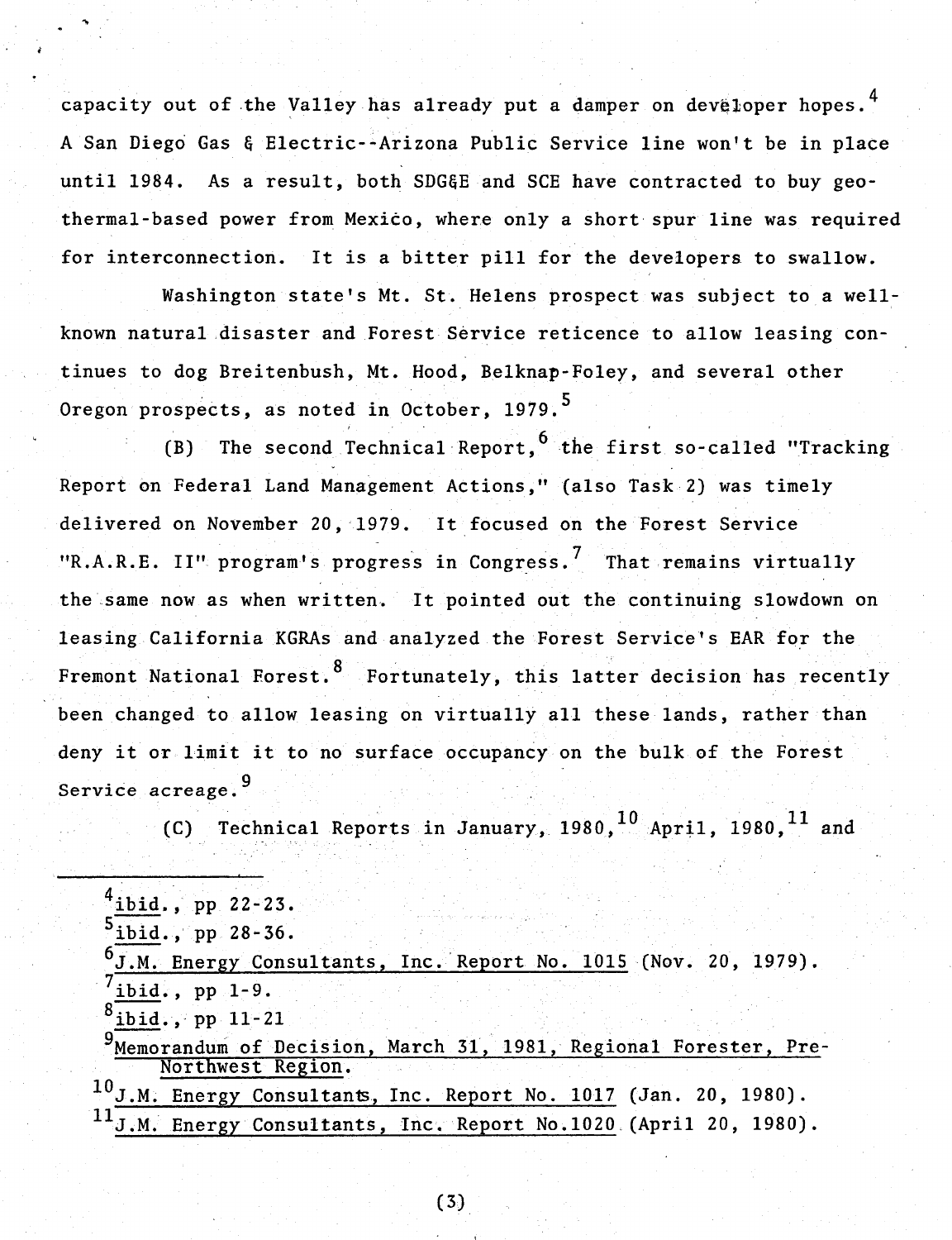capacity out of the Valley has already put a damper on developer hopes.[4] A San Diego Gas & Electric--Arizona Public Service line won't be in place until 1984. As a result, both SDG&E and SCE have contracted to buy geothermal-based power from Mexico, where only a short spur line was required for interconnection. It is a bitter pill for the developers to swallow.

Washington state's Mt. St. Helens prospect was subject to a well-known natural disaster and Forest Service reticence to allow leasing continues to dog Breitenbush, Mt. Hood, Belknap-Foley, and several other Oregon prospects, as noted in October, 1979.[5]

(B) The second Technical Report,[6] the first so-called "Tracking Report on Federal Land Management Actions," (also Task 2) was timely delivered on November 20, 1979. It focused on the Forest Service "R.A.R.E. II" program's progress in Congress.[7] That remains virtually the same now as when written. It pointed out the continuing slowdown on leasing California KGRAs and analyzed the Forest Service's EAR for the Fremont National Forest.[8] Fortunately, this latter decision has recently been changed to allow leasing on virtually all these lands, rather than deny it or limit it to no surface occupancy on the bulk of the Forest Service acreage.[9]

(C) Technical Reports in January, 1980,[10] April, 1980,[11] and

---

[4] ibid., pp 22-23.

[5] ibid., pp 28-36.

[6] J.M. Energy Consultants, Inc. Report No. 1015 (Nov. 20, 1979).

[7] ibid., pp 1-9.

[8] ibid., pp 11-21

[9] Memorandum of Decision, March 31, 1981, Regional Forester, Pre-Northwest Region.

[10] J.M. Energy Consultants, Inc. Report No. 1017 (Jan. 20, 1980).

[11] J.M. Energy Consultants, Inc. Report No.1020 (April 20, 1980).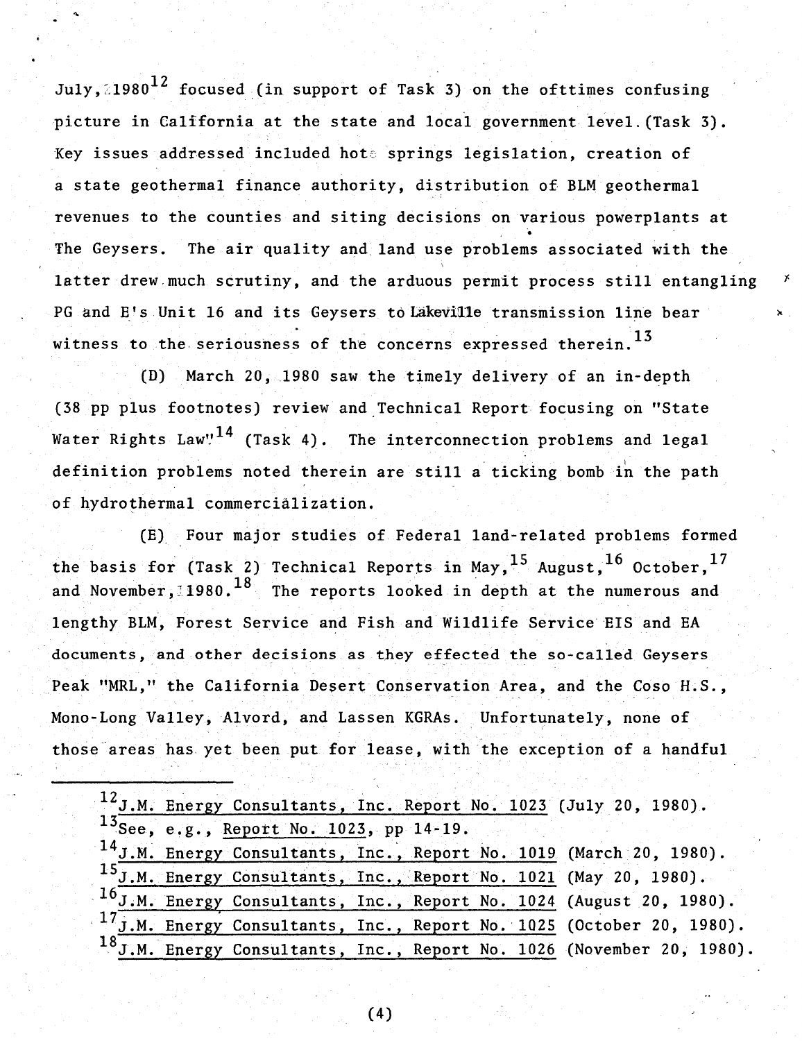July, 1980[12] focused (in support of Task 3) on the ofttimes confusing picture in California at the state and local government level. (Task 3). Key issues addressed included hot springs legislation, creation of a state geothermal finance authority, distribution of BLM geothermal revenues to the counties and siting decisions on various powerplants at The Geysers. The air quality and land use problems associated with the latter drew much scrutiny, and the arduous permit process still entangling PG and E's Unit 16 and its Geysers to Lakeville transmission line bear witness to the seriousness of the concerns expressed therein.[13]

(D) March 20, 1980 saw the timely delivery of an in-depth (38 pp plus footnotes) review and Technical Report focusing on "State Water Rights Law"[14] (Task 4). The interconnection problems and legal definition problems noted therein are still a ticking bomb in the path of hydrothermal commercialization.

(E) Four major studies of Federal land-related problems formed the basis for (Task 2) Technical Reports in May,[15] August,[16] October,[17] and November, 1980.[18] The reports looked in depth at the numerous and lengthy BLM, Forest Service and Fish and Wildlife Service EIS and EA documents, and other decisions as they effected the so-called Geysers Peak "MRL," the California Desert Conservation Area, and the Coso H.S., Mono-Long Valley, Alvord, and Lassen KGRAs. Unfortunately, none of those areas has yet been put for lease, with the exception of a handful

---

[12] J.M. Energy Consultants, Inc. Report No. 1023 (July 20, 1980).

[13] See, e.g., Report No. 1023, pp 14-19.

[14] J.M. Energy Consultants, Inc., Report No. 1019 (March 20, 1980).

[15] J.M. Energy Consultants, Inc., Report No. 1021 (May 20, 1980).

[16] J.M. Energy Consultants, Inc., Report No. 1024 (August 20, 1980).

[17] J.M. Energy Consultants, Inc., Report No. 1025 (October 20, 1980).

[18] J.M. Energy Consultants, Inc., Report No. 1026 (November 20, 1980).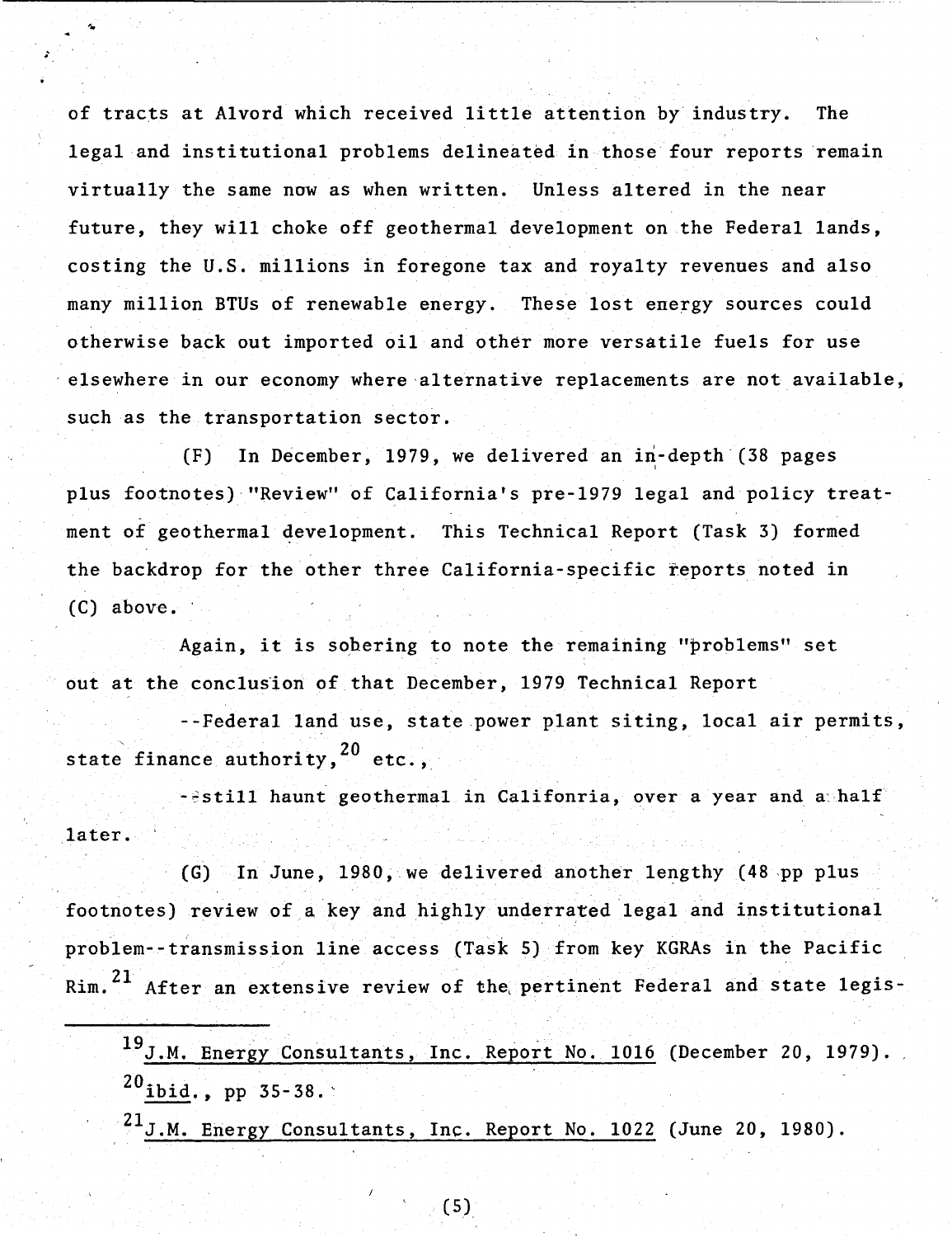of tracts at Alvord which received little attention by industry. The legal and institutional problems delineated in those four reports remain virtually the same now as when written. Unless altered in the near future, they will choke off geothermal development on the Federal lands, costing the U.S. millions in foregone tax and royalty revenues and also many million BTUs of renewable energy. These lost energy sources could otherwise back out imported oil and other more versatile fuels for use elsewhere in our economy where alternative replacements are not available, such as the transportation sector.

(F) In December, 1979, we delivered an in-depth (38 pages plus footnotes) "Review" of California's pre-1979 legal and policy treatment of geothermal development. This Technical Report (Task 3) formed the backdrop for the other three California-specific reports noted in (C) above.

Again, it is sobering to note the remaining "problems" set out at the conclusion of that December, 1979 Technical Report

--Federal land use, state power plant siting, local air permits, state finance authority,[20] etc.,

--still haunt geothermal in Califonria, over a year and a half later.

(G) In June, 1980, we delivered another lengthy (48 pp plus footnotes) review of a key and highly underrated legal and institutional problem--transmission line access (Task 5) from key KGRAs in the Pacific Rim.[21] After an extensive review of the pertinent Federal and state legis-

---

[19] J.M. Energy Consultants, Inc. Report No. 1016 (December 20, 1979).

[20] ibid., pp 35-38.

[21] J.M. Energy Consultants, Inc. Report No. 1022 (June 20, 1980).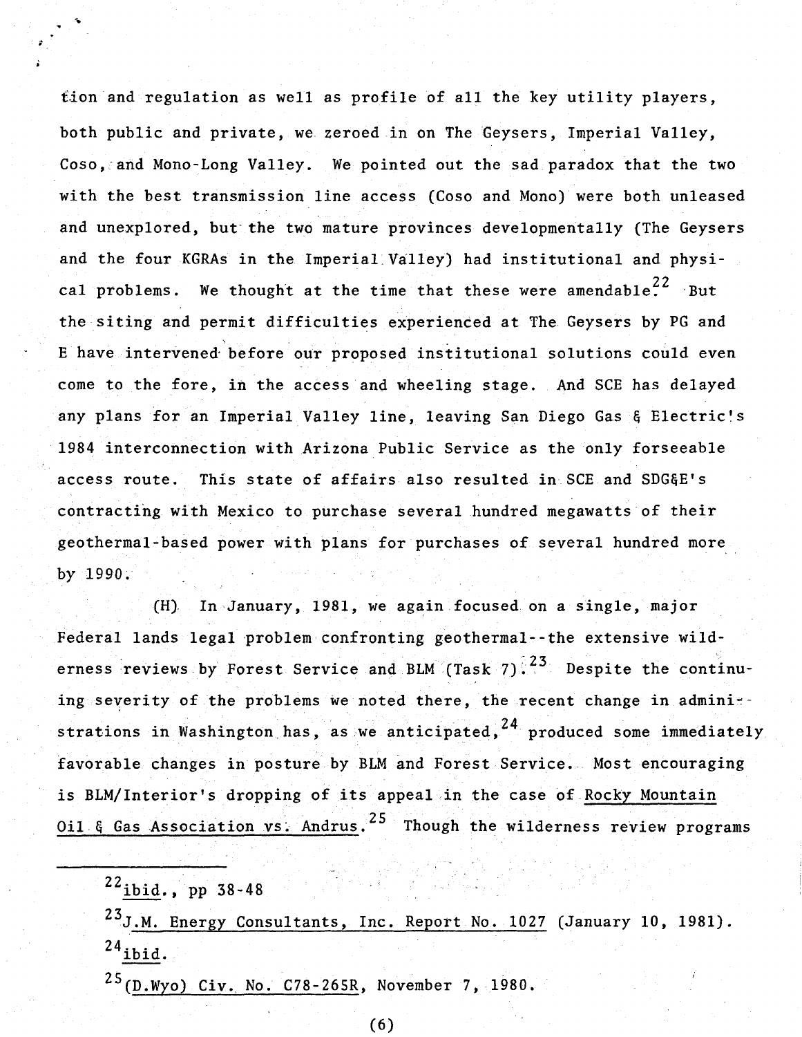tion and regulation as well as profile of all the key utility players, both public and private, we zeroed in on The Geysers, Imperial Valley, Coso, and Mono-Long Valley. We pointed out the sad paradox that the two with the best transmission line access (Coso and Mono) were both unleased and unexplored, but the two mature provinces developmentally (The Geysers and the four KGRAs in the Imperial Valley) had institutional and physical problems. We thought at the time that these were amendable.[22] But the siting and permit difficulties experienced at The Geysers by PG and E have intervened before our proposed institutional solutions could even come to the fore, in the access and wheeling stage. And SCE has delayed any plans for an Imperial Valley line, leaving San Diego Gas & Electric's 1984 interconnection with Arizona Public Service as the only forseeable access route. This state of affairs also resulted in SCE and SDG&E's contracting with Mexico to purchase several hundred megawatts of their geothermal-based power with plans for purchases of several hundred more by 1990.

(H) In January, 1981, we again focused on a single, major Federal lands legal problem confronting geothermal--the extensive wilderness reviews by Forest Service and BLM (Task 7).[23] Despite the continuing severity of the problems we noted there, the recent change in administrations in Washington has, as we anticipated,[24] produced some immediately favorable changes in posture by BLM and Forest Service. Most encouraging is BLM/Interior's dropping of its appeal in the case of Rocky Mountain Oil & Gas Association vs. Andrus.[25] Though the wilderness review programs

---

[22] ibid., pp 38-48

[23] J.M. Energy Consultants, Inc. Report No. 1027 (January 10, 1981).

[24] ibid.

[25] (D.Wyo) Civ. No. C78-265R, November 7, 1980.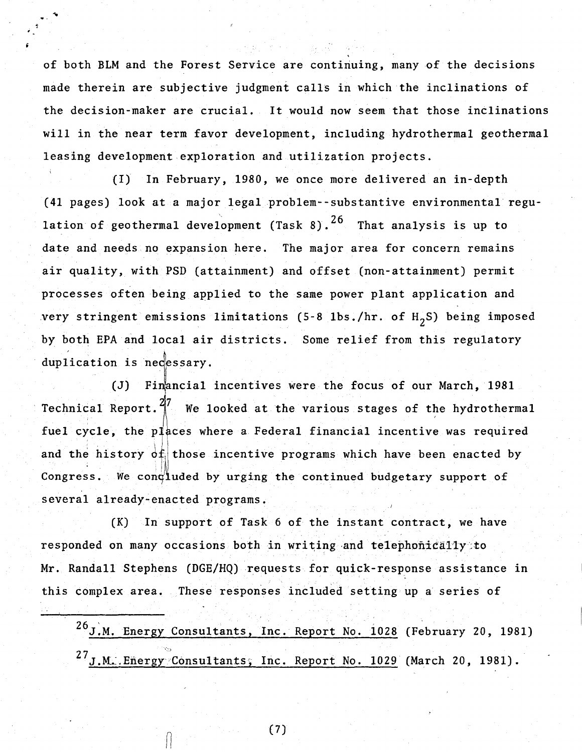of both BLM and the Forest Service are continuing, many of the decisions made therein are subjective judgment calls in which the inclinations of the decision-maker are crucial. It would now seem that those inclinations will in the near term favor development, including hydrothermal geothermal leasing development exploration and utilization projects.

(I) In February, 1980, we once more delivered an in-depth (41 pages) look at a major legal problem--substantive environmental regulation of geothermal development (Task 8).[26] That analysis is up to date and needs no expansion here. The major area for concern remains air quality, with PSD (attainment) and offset (non-attainment) permit processes often being applied to the same power plant application and very stringent emissions limitations (5-8 lbs./hr. of $H_2S$) being imposed by both EPA and local air districts. Some relief from this regulatory duplication is necessary.

(J) Financial incentives were the focus of our March, 1981 Technical Report.[27] We looked at the various stages of the hydrothermal fuel cycle, the places where a Federal financial incentive was required and the history of those incentive programs which have been enacted by Congress. We concluded by urging the continued budgetary support of several already-enacted programs.

(K) In support of Task 6 of the instant contract, we have responded on many occasions both in writing and telephonically to Mr. Randall Stephens (DGE/HQ) requests for quick-response assistance in this complex area. These responses included setting up a series of

---

[26] J.M. Energy Consultants, Inc. Report No. 1028 (February 20, 1981)

[27] J.M. Energy Consultants, Inc. Report No. 1029 (March 20, 1981).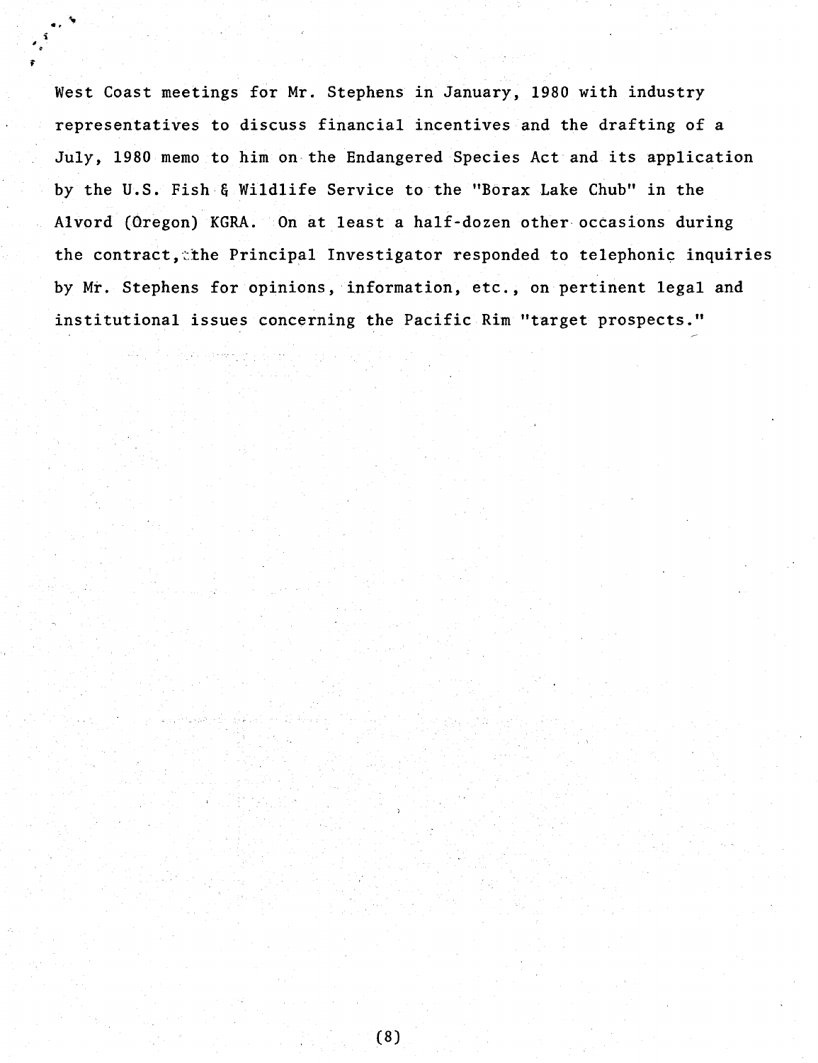West Coast meetings for Mr. Stephens in January, 1980 with industry representatives to discuss financial incentives and the drafting of a July, 1980 memo to him on the Endangered Species Act and its application by the U.S. Fish & Wildlife Service to the "Borax Lake Chub" in the Alvord (Oregon) KGRA. On at least a half-dozen other occasions during the contract, the Principal Investigator responded to telephonic inquiries by Mr. Stephens for opinions, information, etc., on pertinent legal and institutional issues concerning the Pacific Rim "target prospects."